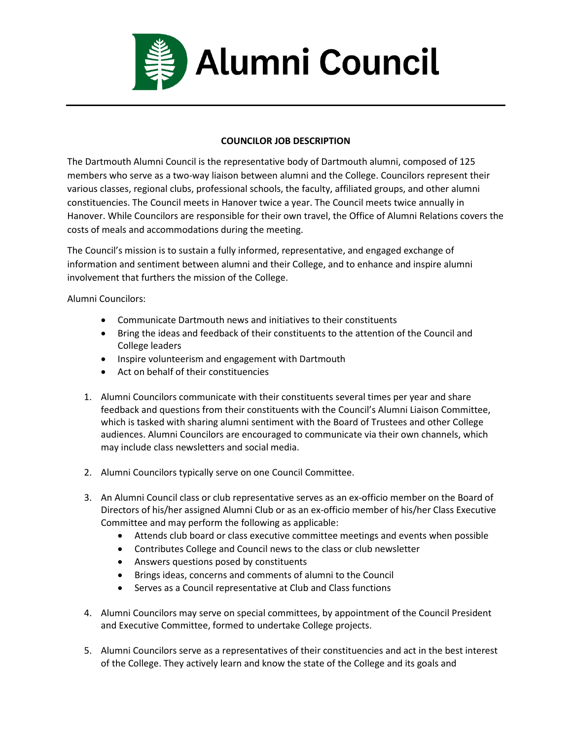# Alumni Council

**COUNCILOR JOB DESCRIPTION**

The Dartmouth Alumni Council is the representative body of Dartmouth alumni, composed of 125 members who serve as a two-way liaison between alumni and the College. Councilors represent their various classes, regional clubs, professional schools, the faculty, affiliated groups, and other alumni constituencies. The Council meets in Hanover twice a year. The Council meets twice annually in Hanover. While Councilors are responsible for their own travel, the Office of Alumni Relations covers the costs of meals and accommodations during the meeting.

The Council's mission is to sustain a fully informed, representative, and engaged exchange of information and sentiment between alumni and their College, and to enhance and inspire alumni involvement that furthers the mission of the College.

Alumni Councilors:

- Communicate Dartmouth news and initiatives to their constituents
- Bring the ideas and feedback of their constituents to the attention of the Council and College leaders
- Inspire volunteerism and engagement with Dartmouth
- Act on behalf of their constituencies

1. Alumni Councilors communicate with their constituents several times per year and share feedback and questions from their constituents with the Council's Alumni Liaison Committee, which is tasked with sharing alumni sentiment with the Board of Trustees and other College audiences. Alumni Councilors are encouraged to communicate via their own channels, which may include class newsletters and social media.

2. Alumni Councilors typically serve on one Council Committee.

3. An Alumni Council class or club representative serves as an ex-officio member on the Board of Directors of his/her assigned Alumni Club or as an ex-officio member of his/her Class Executive Committee and may perform the following as applicable:
   - Attends club board or class executive committee meetings and events when possible
   - Contributes College and Council news to the class or club newsletter
   - Answers questions posed by constituents
   - Brings ideas, concerns and comments of alumni to the Council
   - Serves as a Council representative at Club and Class functions

4. Alumni Councilors may serve on special committees, by appointment of the Council President and Executive Committee, formed to undertake College projects.

5. Alumni Councilors serve as a representatives of their constituencies and act in the best interest of the College. They actively learn and know the state of the College and its goals and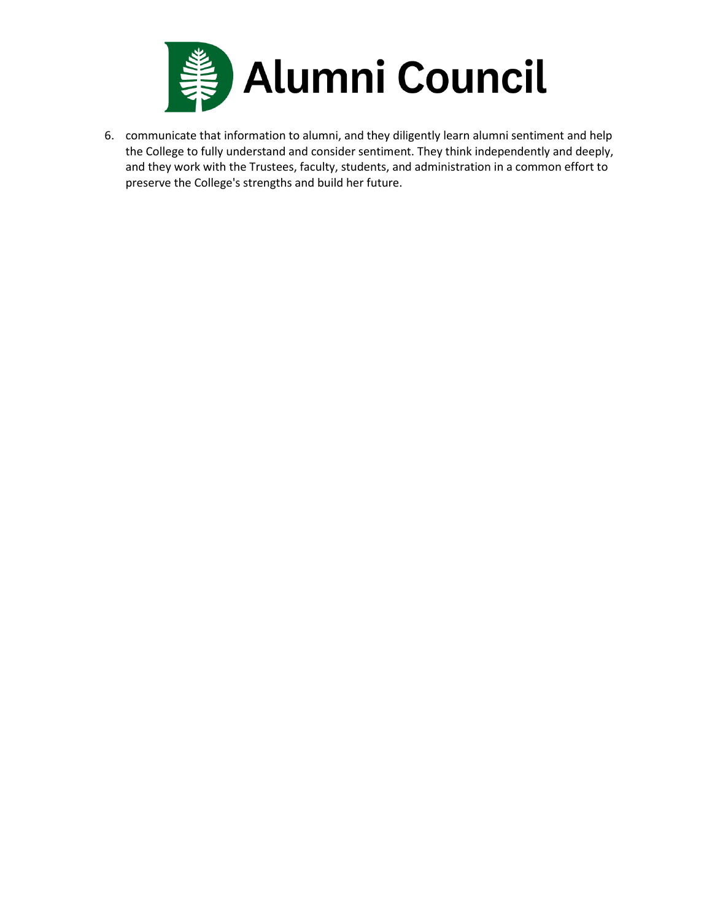6. communicate that information to alumni, and they diligently learn alumni sentiment and help the College to fully understand and consider sentiment. They think independently and deeply, and they work with the Trustees, faculty, students, and administration in a common effort to preserve the College's strengths and build her future.